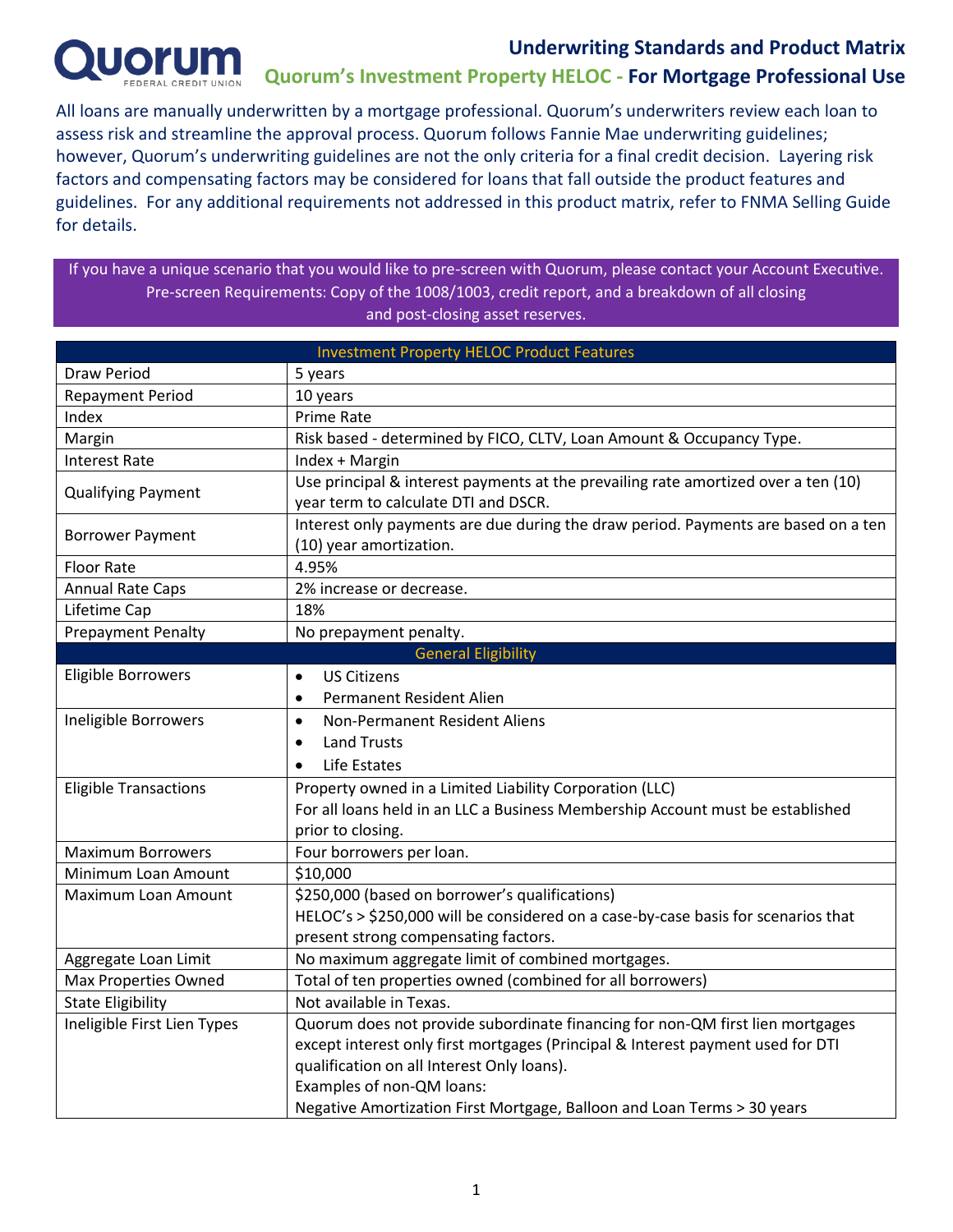# Quorum Federal Credit Union

## Underwriting Standards and Product Matrix

## Quorum's Investment Property HELOC - For Mortgage Professional Use

All loans are manually underwritten by a mortgage professional. Quorum's underwriters review each loan to assess risk and streamline the approval process. Quorum follows Fannie Mae underwriting guidelines; however, Quorum's underwriting guidelines are not the only criteria for a final credit decision. Layering risk factors and compensating factors may be considered for loans that fall outside the product features and guidelines. For any additional requirements not addressed in this product matrix, refer to FNMA Selling Guide for details.

If you have a unique scenario that you would like to pre-screen with Quorum, please contact your Account Executive. Pre-screen Requirements: Copy of the 1008/1003, credit report, and a breakdown of all closing and post-closing asset reserves.

| Investment Property HELOC Product Features | |
|---|---|
| Draw Period | 5 years |
| Repayment Period | 10 years |
| Index | Prime Rate |
| Margin | Risk based - determined by FICO, CLTV, Loan Amount & Occupancy Type. |
| Interest Rate | Index + Margin |
| Qualifying Payment | Use principal & interest payments at the prevailing rate amortized over a ten (10) year term to calculate DTI and DSCR. |
| Borrower Payment | Interest only payments are due during the draw period. Payments are based on a ten (10) year amortization. |
| Floor Rate | 4.95% |
| Annual Rate Caps | 2% increase or decrease. |
| Lifetime Cap | 18% |
| Prepayment Penalty | No prepayment penalty. |
| **General Eligibility** | |
| Eligible Borrowers | • US Citizens<br>• Permanent Resident Alien |
| Ineligible Borrowers | • Non-Permanent Resident Aliens<br>• Land Trusts<br>• Life Estates |
| Eligible Transactions | Property owned in a Limited Liability Corporation (LLC)<br>For all loans held in an LLC a Business Membership Account must be established prior to closing. |
| Maximum Borrowers | Four borrowers per loan. |
| Minimum Loan Amount | $10,000 |
| Maximum Loan Amount | $250,000 (based on borrower's qualifications)<br>HELOC's > $250,000 will be considered on a case-by-case basis for scenarios that present strong compensating factors. |
| Aggregate Loan Limit | No maximum aggregate limit of combined mortgages. |
| Max Properties Owned | Total of ten properties owned (combined for all borrowers) |
| State Eligibility | Not available in Texas. |
| Ineligible First Lien Types | Quorum does not provide subordinate financing for non-QM first lien mortgages except interest only first mortgages (Principal & Interest payment used for DTI qualification on all Interest Only loans).<br>Examples of non-QM loans:<br>Negative Amortization First Mortgage, Balloon and Loan Terms > 30 years |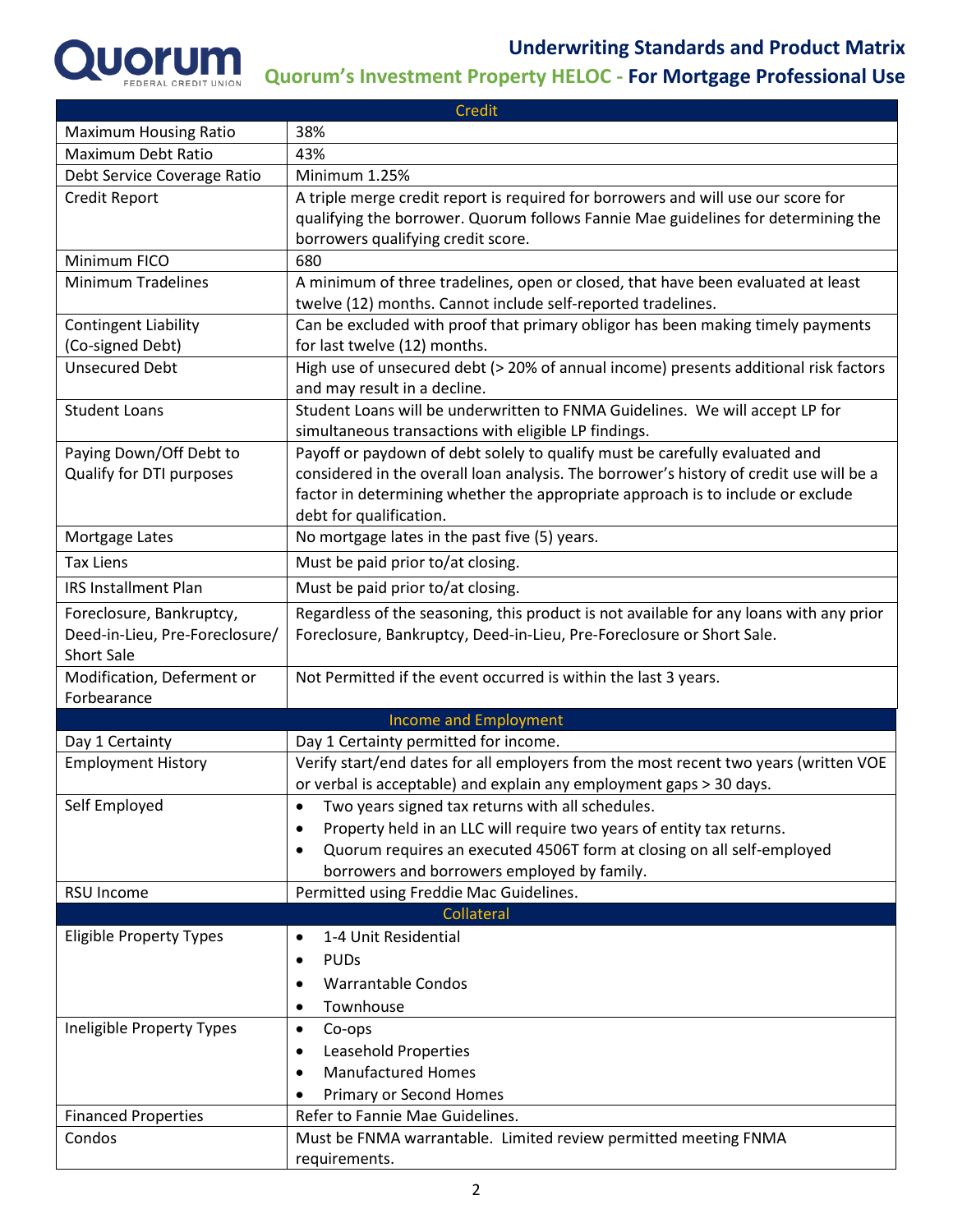# Underwriting Standards and Product Matrix

## Quorum's Investment Property HELOC - For Mortgage Professional Use

| Credit | |
|---|---|
| Maximum Housing Ratio | 38% |
| Maximum Debt Ratio | 43% |
| Debt Service Coverage Ratio | Minimum 1.25% |
| Credit Report | A triple merge credit report is required for borrowers and will use our score for qualifying the borrower. Quorum follows Fannie Mae guidelines for determining the borrowers qualifying credit score. |
| Minimum FICO | 680 |
| Minimum Tradelines | A minimum of three tradelines, open or closed, that have been evaluated at least twelve (12) months. Cannot include self-reported tradelines. |
| Contingent Liability (Co-signed Debt) | Can be excluded with proof that primary obligor has been making timely payments for last twelve (12) months. |
| Unsecured Debt | High use of unsecured debt (> 20% of annual income) presents additional risk factors and may result in a decline. |
| Student Loans | Student Loans will be underwritten to FNMA Guidelines. We will accept LP for simultaneous transactions with eligible LP findings. |
| Paying Down/Off Debt to Qualify for DTI purposes | Payoff or paydown of debt solely to qualify must be carefully evaluated and considered in the overall loan analysis. The borrower's history of credit use will be a factor in determining whether the appropriate approach is to include or exclude debt for qualification. |
| Mortgage Lates | No mortgage lates in the past five (5) years. |
| Tax Liens | Must be paid prior to/at closing. |
| IRS Installment Plan | Must be paid prior to/at closing. |
| Foreclosure, Bankruptcy, Deed-in-Lieu, Pre-Foreclosure/ Short Sale | Regardless of the seasoning, this product is not available for any loans with any prior Foreclosure, Bankruptcy, Deed-in-Lieu, Pre-Foreclosure or Short Sale. |
| Modification, Deferment or Forbearance | Not Permitted if the event occurred is within the last 3 years. |
| **Income and Employment** | |
| Day 1 Certainty | Day 1 Certainty permitted for income. |
| Employment History | Verify start/end dates for all employers from the most recent two years (written VOE or verbal is acceptable) and explain any employment gaps > 30 days. |
| Self Employed | • Two years signed tax returns with all schedules.<br>• Property held in an LLC will require two years of entity tax returns.<br>• Quorum requires an executed 4506T form at closing on all self-employed borrowers and borrowers employed by family. |
| RSU Income | Permitted using Freddie Mac Guidelines. |
| **Collateral** | |
| Eligible Property Types | • 1-4 Unit Residential<br>• PUDs<br>• Warrantable Condos<br>• Townhouse |
| Ineligible Property Types | • Co-ops<br>• Leasehold Properties<br>• Manufactured Homes<br>• Primary or Second Homes |
| Financed Properties | Refer to Fannie Mae Guidelines. |
| Condos | Must be FNMA warrantable. Limited review permitted meeting FNMA requirements. |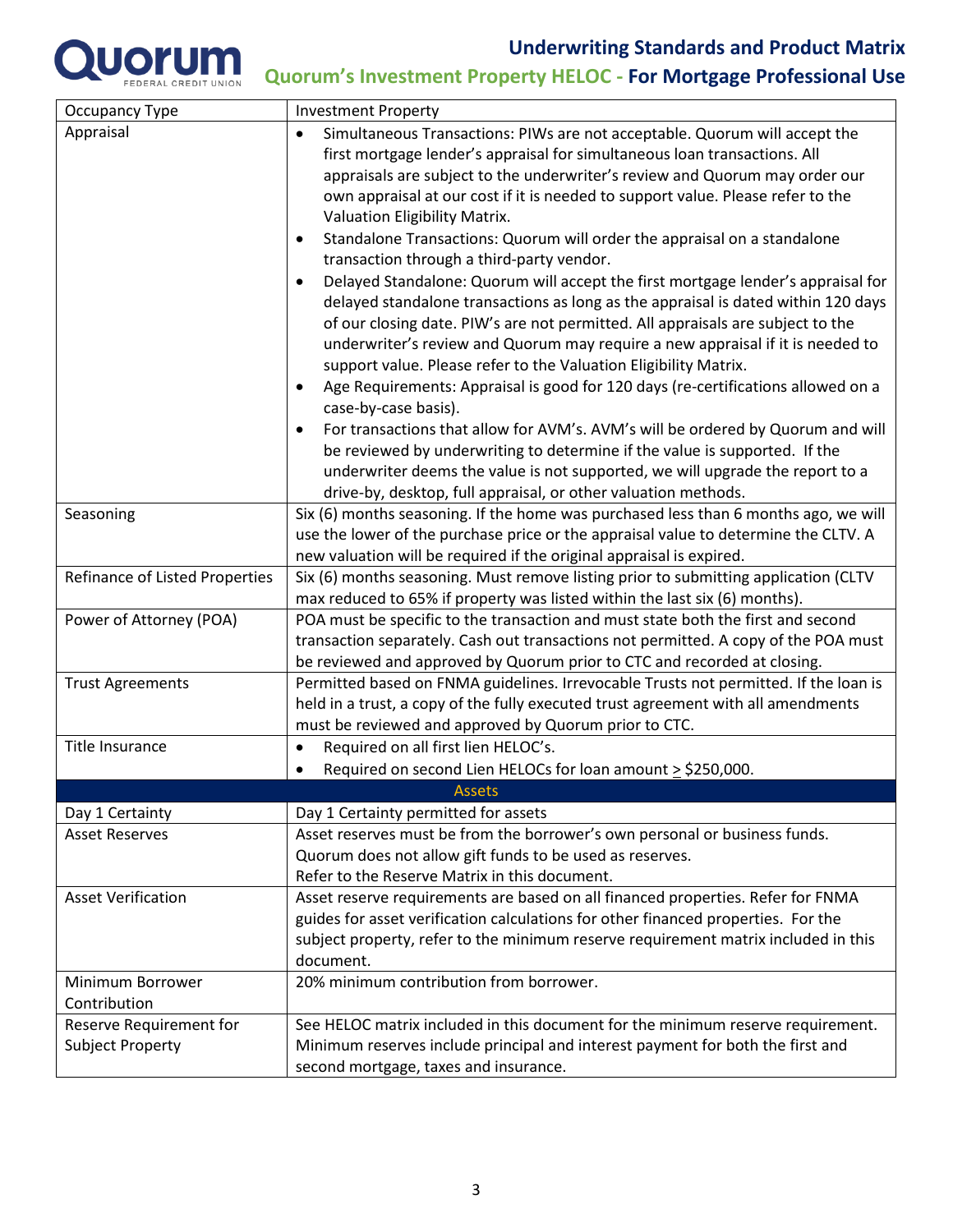| Occupancy Type | Investment Property |
|---|---|
| Appraisal | • Simultaneous Transactions: PIWs are not acceptable. Quorum will accept the first mortgage lender's appraisal for simultaneous loan transactions. All appraisals are subject to the underwriter's review and Quorum may order our own appraisal at our cost if it is needed to support value. Please refer to the Valuation Eligibility Matrix.<br>• Standalone Transactions: Quorum will order the appraisal on a standalone transaction through a third-party vendor.<br>• Delayed Standalone: Quorum will accept the first mortgage lender's appraisal for delayed standalone transactions as long as the appraisal is dated within 120 days of our closing date. PIW's are not permitted. All appraisals are subject to the underwriter's review and Quorum may require a new appraisal if it is needed to support value. Please refer to the Valuation Eligibility Matrix.<br>• Age Requirements: Appraisal is good for 120 days (re-certifications allowed on a case-by-case basis).<br>• For transactions that allow for AVM's. AVM's will be ordered by Quorum and will be reviewed by underwriting to determine if the value is supported. If the underwriter deems the value is not supported, we will upgrade the report to a drive-by, desktop, full appraisal, or other valuation methods. |
| Seasoning | Six (6) months seasoning. If the home was purchased less than 6 months ago, we will use the lower of the purchase price or the appraisal value to determine the CLTV. A new valuation will be required if the original appraisal is expired. |
| Refinance of Listed Properties | Six (6) months seasoning. Must remove listing prior to submitting application (CLTV max reduced to 65% if property was listed within the last six (6) months). |
| Power of Attorney (POA) | POA must be specific to the transaction and must state both the first and second transaction separately. Cash out transactions not permitted. A copy of the POA must be reviewed and approved by Quorum prior to CTC and recorded at closing. |
| Trust Agreements | Permitted based on FNMA guidelines. Irrevocable Trusts not permitted. If the loan is held in a trust, a copy of the fully executed trust agreement with all amendments must be reviewed and approved by Quorum prior to CTC. |
| Title Insurance | • Required on all first lien HELOC's.<br>• Required on second Lien HELOCs for loan amount ≥ \$250,000. |
| **Assets** | |
| Day 1 Certainty | Day 1 Certainty permitted for assets |
| Asset Reserves | Asset reserves must be from the borrower's own personal or business funds. Quorum does not allow gift funds to be used as reserves.<br>Refer to the Reserve Matrix in this document. |
| Asset Verification | Asset reserve requirements are based on all financed properties. Refer for FNMA guides for asset verification calculations for other financed properties. For the subject property, refer to the minimum reserve requirement matrix included in this document. |
| Minimum Borrower Contribution | 20% minimum contribution from borrower. |
| Reserve Requirement for Subject Property | See HELOC matrix included in this document for the minimum reserve requirement. Minimum reserves include principal and interest payment for both the first and second mortgage, taxes and insurance. |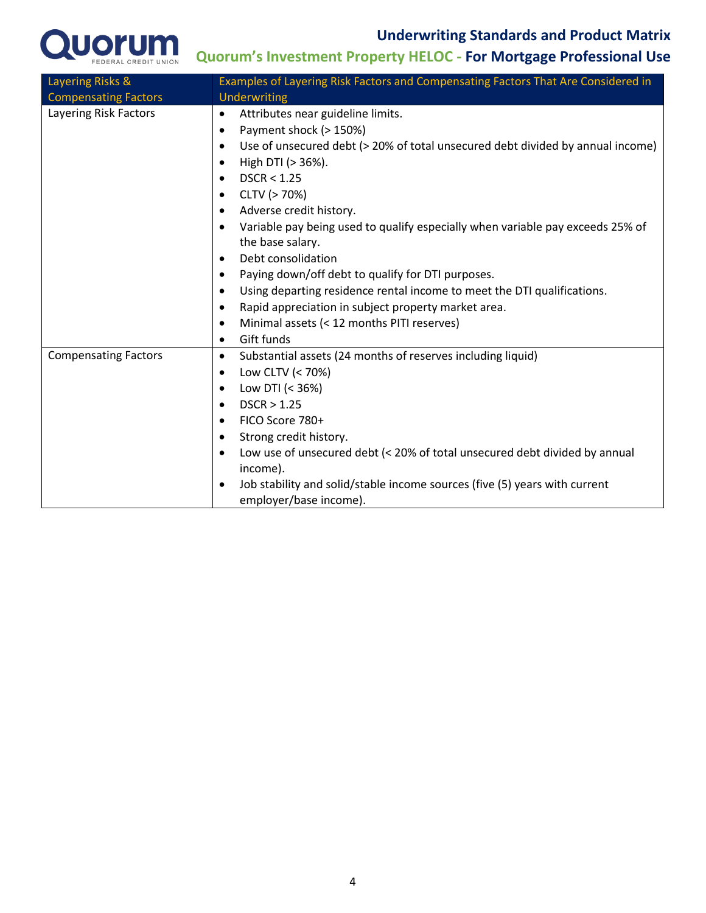| Layering Risks & Compensating Factors | Examples of Layering Risk Factors and Compensating Factors That Are Considered in Underwriting |
|---|---|
| Layering Risk Factors | • Attributes near guideline limits.<br>• Payment shock (> 150%)<br>• Use of unsecured debt (> 20% of total unsecured debt divided by annual income)<br>• High DTI (> 36%).<br>• DSCR < 1.25<br>• CLTV (> 70%)<br>• Adverse credit history.<br>• Variable pay being used to qualify especially when variable pay exceeds 25% of the base salary.<br>• Debt consolidation<br>• Paying down/off debt to qualify for DTI purposes.<br>• Using departing residence rental income to meet the DTI qualifications.<br>• Rapid appreciation in subject property market area.<br>• Minimal assets (< 12 months PITI reserves)<br>• Gift funds |
| Compensating Factors | • Substantial assets (24 months of reserves including liquid)<br>• Low CLTV (< 70%)<br>• Low DTI (< 36%)<br>• DSCR > 1.25<br>• FICO Score 780+<br>• Strong credit history.<br>• Low use of unsecured debt (< 20% of total unsecured debt divided by annual income).<br>• Job stability and solid/stable income sources (five (5) years with current employer/base income). |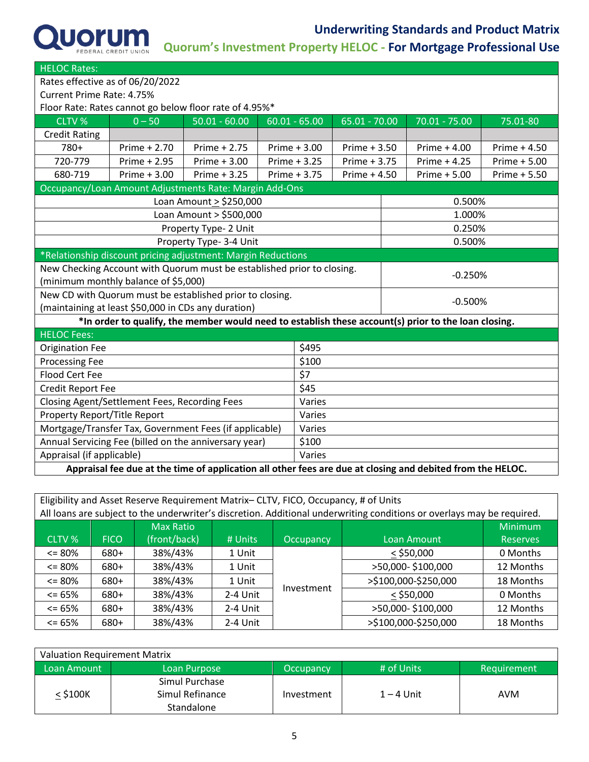# Underwriting Standards and Product Matrix

## Quorum's Investment Property HELOC - For Mortgage Professional Use

| HELOC Rates: | | | | | | |
|---|---|---|---|---|---|---|
| Rates effective as of 06/20/2022 | | | | | | |
| Current Prime Rate: 4.75% | | | | | | |
| Floor Rate: Rates cannot go below floor rate of 4.95%* | | | | | | |
| CLTV % | 0 – 50 | 50.01 - 60.00 | 60.01 - 65.00 | 65.01 - 70.00 | 70.01 - 75.00 | 75.01-80 |
| Credit Rating | | | | | | |
| 780+ | Prime + 2.70 | Prime + 2.75 | Prime + 3.00 | Prime + 3.50 | Prime + 4.00 | Prime + 4.50 |
| 720-779 | Prime + 2.95 | Prime + 3.00 | Prime + 3.25 | Prime + 3.75 | Prime + 4.25 | Prime + 5.00 |
| 680-719 | Prime + 3.00 | Prime + 3.25 | Prime + 3.75 | Prime + 4.50 | Prime + 5.00 | Prime + 5.50 |

| Occupancy/Loan Amount Adjustments Rate: Margin Add-Ons | |
|---|---|
| Loan Amount ≥ $250,000 | 0.500% |
| Loan Amount > $500,000 | 1.000% |
| Property Type- 2 Unit | 0.250% |
| Property Type- 3-4 Unit | 0.500% |

| *Relationship discount pricing adjustment: Margin Reductions | |
|---|---|
| New Checking Account with Quorum must be established prior to closing. (minimum monthly balance of $5,000) | -0.250% |
| New CD with Quorum must be established prior to closing. (maintaining at least $50,000 in CDs any duration) | -0.500% |

**\*In order to qualify, the member would need to establish these account(s) prior to the loan closing.**

| HELOC Fees: | |
|---|---|
| Origination Fee | $495 |
| Processing Fee | $100 |
| Flood Cert Fee | $7 |
| Credit Report Fee | $45 |
| Closing Agent/Settlement Fees, Recording Fees | Varies |
| Property Report/Title Report | Varies |
| Mortgage/Transfer Tax, Government Fees (if applicable) | Varies |
| Annual Servicing Fee (billed on the anniversary year) | $100 |
| Appraisal (if applicable) | Varies |

**Appraisal fee due at the time of application all other fees are due at closing and debited from the HELOC.**

Eligibility and Asset Reserve Requirement Matrix– CLTV, FICO, Occupancy, # of Units

All loans are subject to the underwriter's discretion. Additional underwriting conditions or overlays may be required.

| CLTV % | FICO | Max Ratio (front/back) | # Units | Occupancy | Loan Amount | Minimum Reserves |
|---|---|---|---|---|---|---|
| <= 80% | 680+ | 38%/43% | 1 Unit | Investment | ≤ $50,000 | 0 Months |
| <= 80% | 680+ | 38%/43% | 1 Unit | Investment | >50,000- $100,000 | 12 Months |
| <= 80% | 680+ | 38%/43% | 1 Unit | Investment | >$100,000-$250,000 | 18 Months |
| <= 65% | 680+ | 38%/43% | 2-4 Unit | Investment | ≤ $50,000 | 0 Months |
| <= 65% | 680+ | 38%/43% | 2-4 Unit | Investment | >50,000- $100,000 | 12 Months |
| <= 65% | 680+ | 38%/43% | 2-4 Unit | Investment | >$100,000-$250,000 | 18 Months |

Valuation Requirement Matrix

| Loan Amount | Loan Purpose | Occupancy | # of Units | Requirement |
|---|---|---|---|---|
| ≤ $100K | Simul Purchase<br>Simul Refinance<br>Standalone | Investment | 1 – 4 Unit | AVM |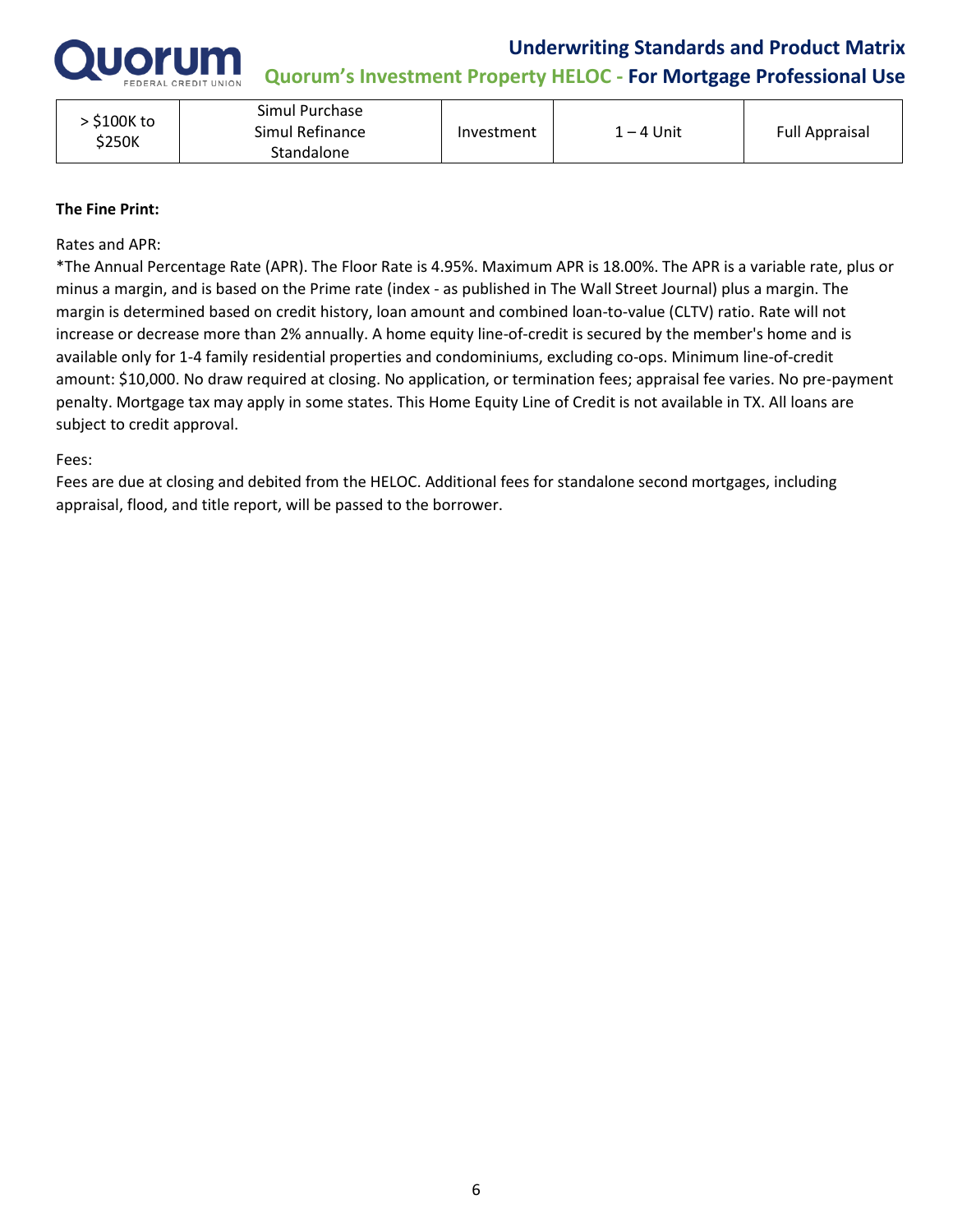| > $100K to $250K | Simul Purchase<br>Simul Refinance<br>Standalone | Investment | 1 – 4 Unit | Full Appraisal |
|---|---|---|---|---|

**The Fine Print:**

Rates and APR:
*The Annual Percentage Rate (APR). The Floor Rate is 4.95%. Maximum APR is 18.00%. The APR is a variable rate, plus or minus a margin, and is based on the Prime rate (index - as published in The Wall Street Journal) plus a margin. The margin is determined based on credit history, loan amount and combined loan-to-value (CLTV) ratio. Rate will not increase or decrease more than 2% annually. A home equity line-of-credit is secured by the member's home and is available only for 1-4 family residential properties and condominiums, excluding co-ops. Minimum line-of-credit amount: $10,000. No draw required at closing. No application, or termination fees; appraisal fee varies. No pre-payment penalty. Mortgage tax may apply in some states. This Home Equity Line of Credit is not available in TX. All loans are subject to credit approval.

Fees:
Fees are due at closing and debited from the HELOC. Additional fees for standalone second mortgages, including appraisal, flood, and title report, will be passed to the borrower.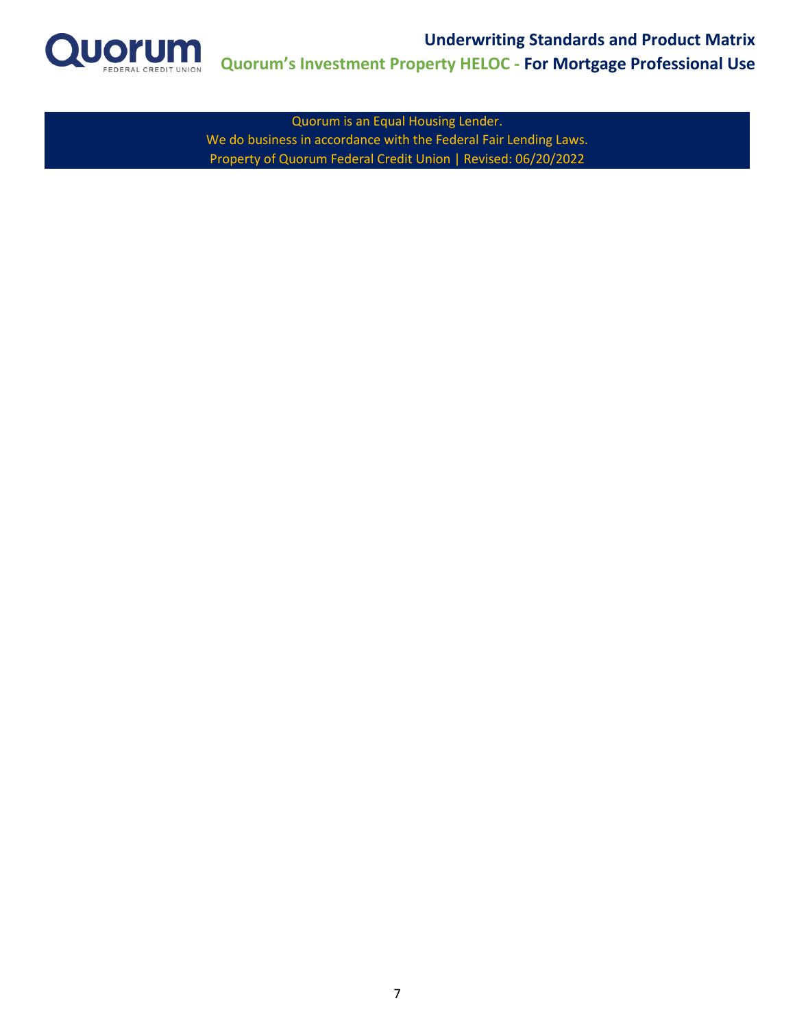Quorum is an Equal Housing Lender.

We do business in accordance with the Federal Fair Lending Laws.

Property of Quorum Federal Credit Union | Revised: 06/20/2022